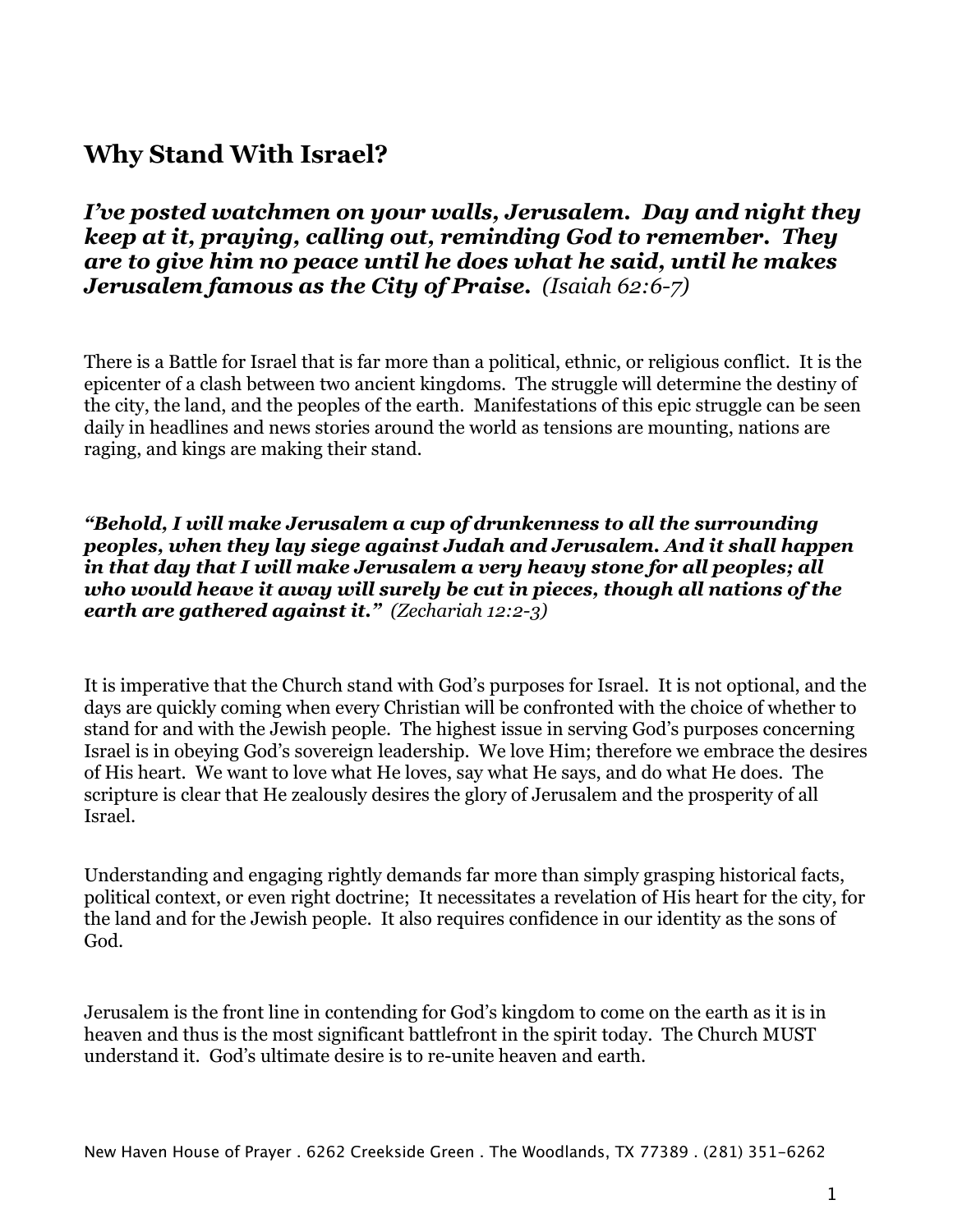## Why Stand With Israel?

***I've posted watchmen on your walls, Jerusalem. Day and night they keep at it, praying, calling out, reminding God to remember. They are to give him no peace until he does what he said, until he makes Jerusalem famous as the City of Praise.*** *(Isaiah 62:6-7)*

There is a Battle for Israel that is far more than a political, ethnic, or religious conflict. It is the epicenter of a clash between two ancient kingdoms. The struggle will determine the destiny of the city, the land, and the peoples of the earth. Manifestations of this epic struggle can be seen daily in headlines and news stories around the world as tensions are mounting, nations are raging, and kings are making their stand.

***"Behold, I will make Jerusalem a cup of drunkenness to all the surrounding peoples, when they lay siege against Judah and Jerusalem. And it shall happen in that day that I will make Jerusalem a very heavy stone for all peoples; all who would heave it away will surely be cut in pieces, though all nations of the earth are gathered against it."*** *(Zechariah 12:2-3)*

It is imperative that the Church stand with God's purposes for Israel. It is not optional, and the days are quickly coming when every Christian will be confronted with the choice of whether to stand for and with the Jewish people. The highest issue in serving God's purposes concerning Israel is in obeying God's sovereign leadership. We love Him; therefore we embrace the desires of His heart. We want to love what He loves, say what He says, and do what He does. The scripture is clear that He zealously desires the glory of Jerusalem and the prosperity of all Israel.

Understanding and engaging rightly demands far more than simply grasping historical facts, political context, or even right doctrine; It necessitates a revelation of His heart for the city, for the land and for the Jewish people. It also requires confidence in our identity as the sons of God.

Jerusalem is the front line in contending for God's kingdom to come on the earth as it is in heaven and thus is the most significant battlefront in the spirit today. The Church MUST understand it. God's ultimate desire is to re-unite heaven and earth.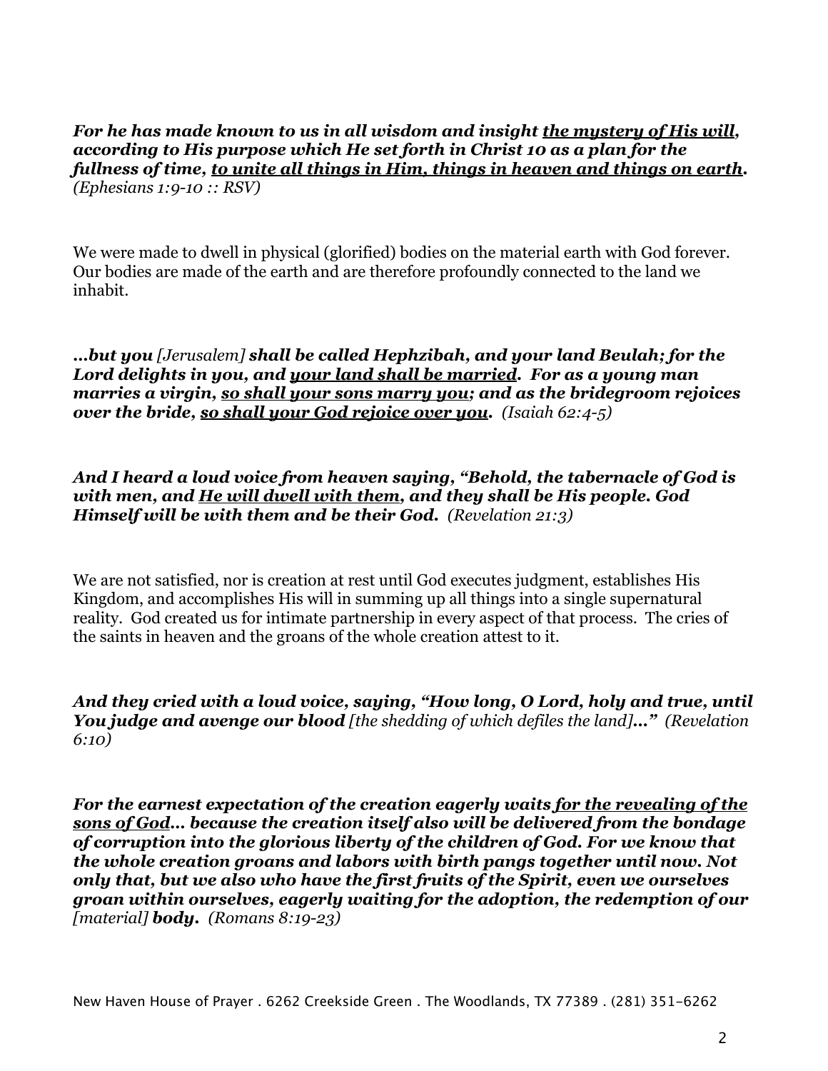***For he has made known to us in all wisdom and insight <u>the mystery of His will</u>, according to His purpose which He set forth in Christ 10 as a plan for the fullness of time, <u>to unite all things in Him, things in heaven and things on earth</u>.*** *(Ephesians 1:9-10 :: RSV)*

We were made to dwell in physical (glorified) bodies on the material earth with God forever. Our bodies are made of the earth and are therefore profoundly connected to the land we inhabit.

***…but you*** *[Jerusalem]* ***shall be called Hephzibah, and your land Beulah; for the Lord delights in you, and <u>your land shall be married</u>. For as a young man marries a virgin, <u>so shall your sons marry you</u>; and as the bridegroom rejoices over the bride, <u>so shall your God rejoice over you</u>.*** *(Isaiah 62:4-5)*

***And I heard a loud voice from heaven saying, "Behold, the tabernacle of God is with men, and <u>He will dwell with them</u>, and they shall be His people. God Himself will be with them and be their God.*** *(Revelation 21:3)*

We are not satisfied, nor is creation at rest until God executes judgment, establishes His Kingdom, and accomplishes His will in summing up all things into a single supernatural reality. God created us for intimate partnership in every aspect of that process. The cries of the saints in heaven and the groans of the whole creation attest to it.

***And they cried with a loud voice, saying, "How long, O Lord, holy and true, until You judge and avenge our blood*** *[the shedding of which defiles the land]****…"*** *(Revelation 6:10)*

***For the earnest expectation of the creation eagerly waits <u>for the revealing of the sons of God</u>… because the creation itself also will be delivered from the bondage of corruption into the glorious liberty of the children of God. For we know that the whole creation groans and labors with birth pangs together until now. Not only that, but we also who have the first fruits of the Spirit, even we ourselves groan within ourselves, eagerly waiting for the adoption, the redemption of our*** *[material]* ***body.*** *(Romans 8:19-23)*

New Haven House of Prayer . 6262 Creekside Green . The Woodlands, TX 77389 . (281) 351-6262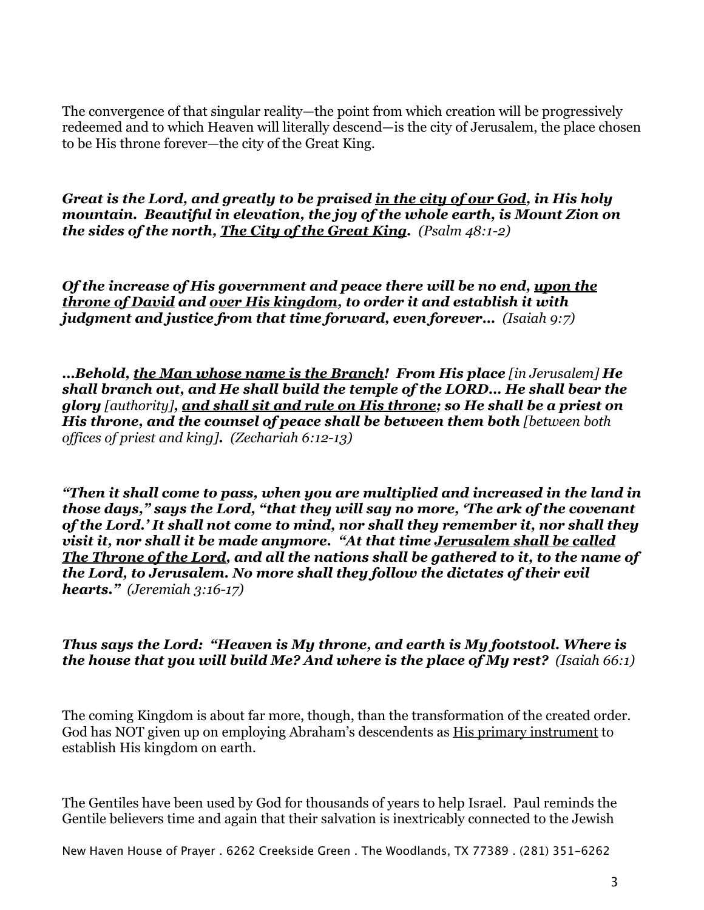The convergence of that singular reality—the point from which creation will be progressively redeemed and to which Heaven will literally descend—is the city of Jerusalem, the place chosen to be His throne forever—the city of the Great King.

***Great is the Lord, and greatly to be praised <u>in the city of our God</u>, in His holy mountain. Beautiful in elevation, the joy of the whole earth, is Mount Zion on the sides of the north, <u>The City of the Great King</u>.*** *(Psalm 48:1-2)*

***Of the increase of His government and peace there will be no end, <u>upon the throne of David</u> and <u>over His kingdom</u>, to order it and establish it with judgment and justice from that time forward, even forever…*** *(Isaiah 9:7)*

***…Behold, <u>the Man whose name is the Branch</u>! From His place*** *[in Jerusalem]* ***He shall branch out, and He shall build the temple of the LORD… He shall bear the glory*** *[authority]**, <u>and shall sit and rule on His throne</u>; so He shall be a priest on His throne, and the counsel of peace shall be between them both*** *[between both offices of priest and king]****.*** *(Zechariah 6:12-13)*

***"Then it shall come to pass, when you are multiplied and increased in the land in those days," says the Lord, "that they will say no more, 'The ark of the covenant of the Lord.' It shall not come to mind, nor shall they remember it, nor shall they visit it, nor shall it be made anymore. "At that time <u>Jerusalem shall be called The Throne of the Lord</u>, and all the nations shall be gathered to it, to the name of the Lord, to Jerusalem. No more shall they follow the dictates of their evil hearts."*** *(Jeremiah 3:16-17)*

***Thus says the Lord: "Heaven is My throne, and earth is My footstool. Where is the house that you will build Me? And where is the place of My rest?*** *(Isaiah 66:1)*

The coming Kingdom is about far more, though, than the transformation of the created order. God has NOT given up on employing Abraham's descendents as <u>His primary instrument</u> to establish His kingdom on earth.

The Gentiles have been used by God for thousands of years to help Israel. Paul reminds the Gentile believers time and again that their salvation is inextricably connected to the Jewish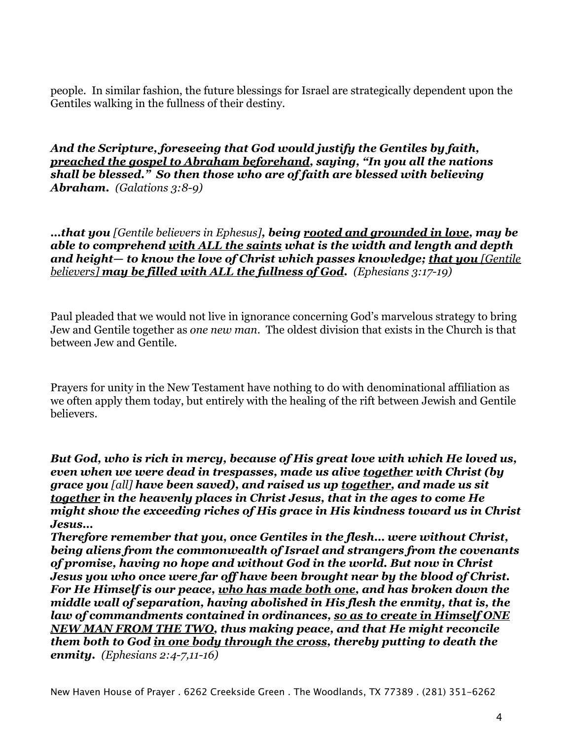people. In similar fashion, the future blessings for Israel are strategically dependent upon the Gentiles walking in the fullness of their destiny.

***And the Scripture, foreseeing that God would justify the Gentiles by faith, <u>preached the gospel to Abraham beforehand</u>, saying, "In you all the nations shall be blessed." So then those who are of faith are blessed with believing Abraham.*** *(Galations 3:8-9)*

***…that you*** *[Gentile believers in Ephesus]**, being <u>rooted and grounded in love</u>, may be able to comprehend <u>with ALL the saints</u> what is the width and length and depth and height— to know the love of Christ which passes knowledge; <u>that you</u>*** <u>*[Gentile believers]*</u> ***<u>may be filled with ALL the fullness of God</u>.*** *(Ephesians 3:17-19)*

Paul pleaded that we would not live in ignorance concerning God's marvelous strategy to bring Jew and Gentile together as *one new man*. The oldest division that exists in the Church is that between Jew and Gentile.

Prayers for unity in the New Testament have nothing to do with denominational affiliation as we often apply them today, but entirely with the healing of the rift between Jewish and Gentile believers.

***But God, who is rich in mercy, because of His great love with which He loved us, even when we were dead in trespasses, made us alive <u>together</u> with Christ (by grace you*** *[all]* ***have been saved), and raised us up <u>together</u>, and made us sit <u>together</u> in the heavenly places in Christ Jesus, that in the ages to come He might show the exceeding riches of His grace in His kindness toward us in Christ Jesus…***
***Therefore remember that you, once Gentiles in the flesh… were without Christ, being aliens from the commonwealth of Israel and strangers from the covenants of promise, having no hope and without God in the world. But now in Christ Jesus you who once were far off have been brought near by the blood of Christ. For He Himself is our peace, <u>who has made both one</u>, and has broken down the middle wall of separation, having abolished in His flesh the enmity, that is, the law of commandments contained in ordinances, <u>so as to create in Himself ONE NEW MAN FROM THE TWO</u>, thus making peace, and that He might reconcile them both to God <u>in one body through the cross</u>, thereby putting to death the enmity.*** *(Ephesians 2:4-7,11-16)*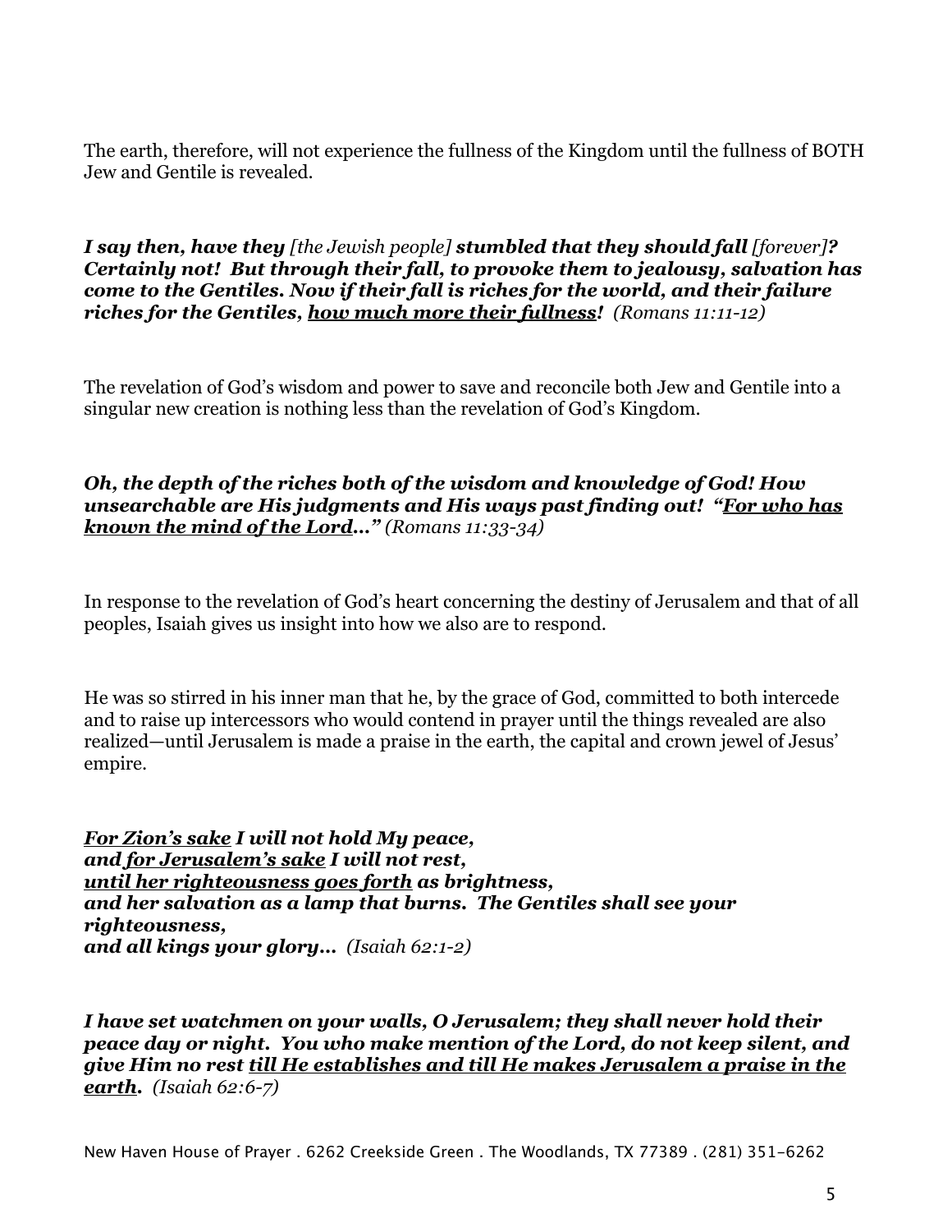The earth, therefore, will not experience the fullness of the Kingdom until the fullness of BOTH Jew and Gentile is revealed.

***I say then, have they*** *[the Jewish people]* ***stumbled that they should fall*** *[forever]****? Certainly not! But through their fall, to provoke them to jealousy, salvation has come to the Gentiles. Now if their fall is riches for the world, and their failure riches for the Gentiles, <u>how much more their fullness</u>!*** *(Romans 11:11-12)*

The revelation of God's wisdom and power to save and reconcile both Jew and Gentile into a singular new creation is nothing less than the revelation of God's Kingdom.

***Oh, the depth of the riches both of the wisdom and knowledge of God! How unsearchable are His judgments and His ways past finding out! "<u>For who has known the mind of the Lord</u>..."*** *(Romans 11:33-34)*

In response to the revelation of God's heart concerning the destiny of Jerusalem and that of all peoples, Isaiah gives us insight into how we also are to respond.

He was so stirred in his inner man that he, by the grace of God, committed to both intercede and to raise up intercessors who would contend in prayer until the things revealed are also realized—until Jerusalem is made a praise in the earth, the capital and crown jewel of Jesus' empire.

***<u>For Zion's sake</u> I will not hold My peace,***
***and <u>for Jerusalem's sake</u> I will not rest,***
***<u>until her righteousness goes forth</u> as brightness,***
***and her salvation as a lamp that burns. The Gentiles shall see your righteousness,***
***and all kings your glory...*** *(Isaiah 62:1-2)*

***I have set watchmen on your walls, O Jerusalem; they shall never hold their peace day or night. You who make mention of the Lord, do not keep silent, and give Him no rest <u>till He establishes and till He makes Jerusalem a praise in the earth</u>.*** *(Isaiah 62:6-7)*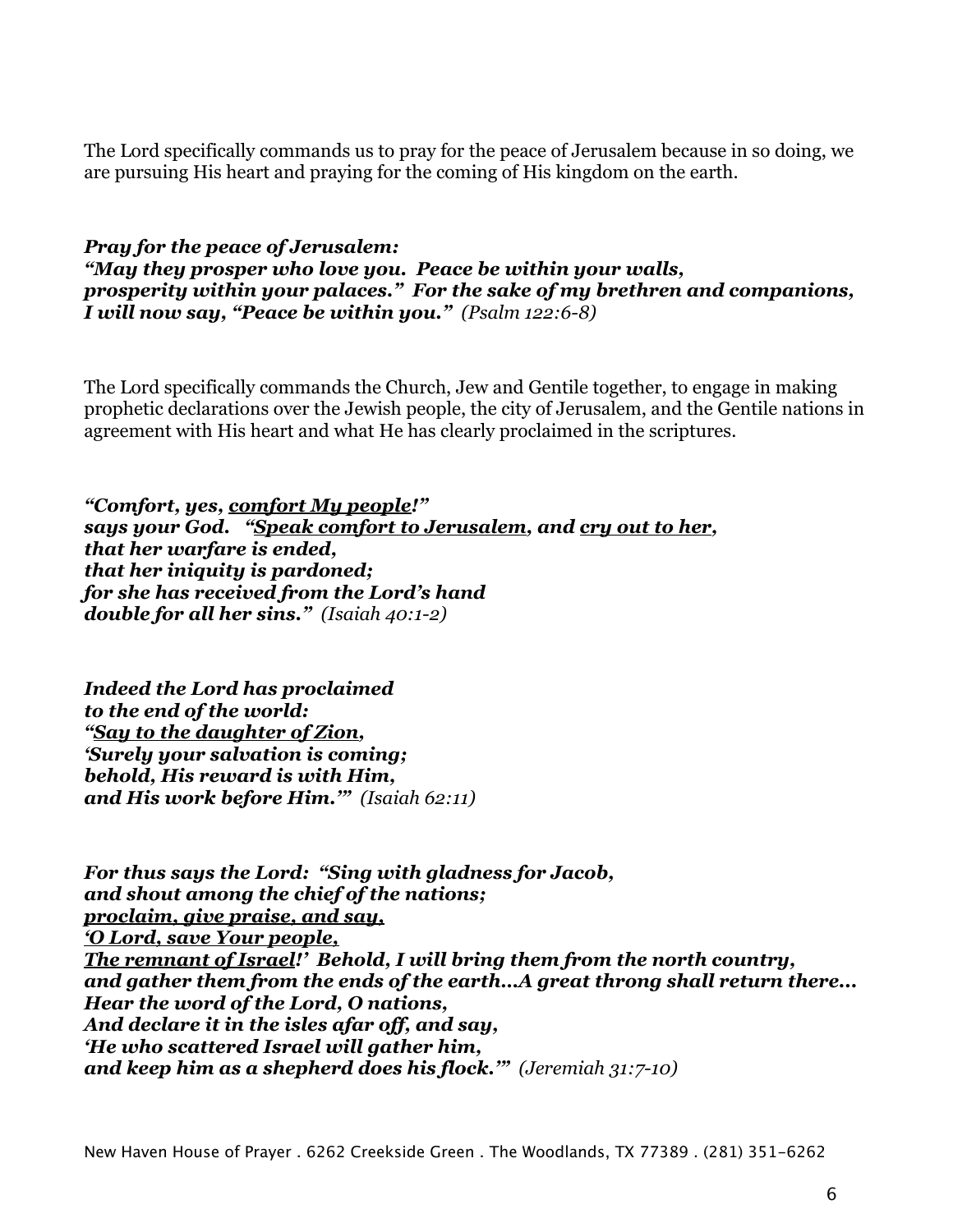The Lord specifically commands us to pray for the peace of Jerusalem because in so doing, we are pursuing His heart and praying for the coming of His kingdom on the earth.

***Pray for the peace of Jerusalem:***
***"May they prosper who love you. Peace be within your walls,***
***prosperity within your palaces." For the sake of my brethren and companions,***
***I will now say, "Peace be within you."*** *(Psalm 122:6-8)*

The Lord specifically commands the Church, Jew and Gentile together, to engage in making prophetic declarations over the Jewish people, the city of Jerusalem, and the Gentile nations in agreement with His heart and what He has clearly proclaimed in the scriptures.

***"Comfort, yes, <u>comfort My people</u>!"***
***says your God. "<u>Speak comfort to Jerusalem</u>, and <u>cry out to her</u>,***
***that her warfare is ended,***
***that her iniquity is pardoned;***
***for she has received from the Lord's hand***
***double for all her sins."*** *(Isaiah 40:1-2)*

***Indeed the Lord has proclaimed***
***to the end of the world:***
***"<u>Say to the daughter of Zion</u>,***
***'Surely your salvation is coming;***
***behold, His reward is with Him,***
***and His work before Him.'"*** *(Isaiah 62:11)*

***For thus says the Lord: "Sing with gladness for Jacob,***
***and shout among the chief of the nations;***
***<u>proclaim, give praise, and say,</u>***
***<u>'O Lord, save Your people,</u>***
***<u>The remnant of Israel</u>!' Behold, I will bring them from the north country,***
***and gather them from the ends of the earth…A great throng shall return there…***
***Hear the word of the Lord, O nations,***
***And declare it in the isles afar off, and say,***
***'He who scattered Israel will gather him,***
***and keep him as a shepherd does his flock.'"*** *(Jeremiah 31:7-10)*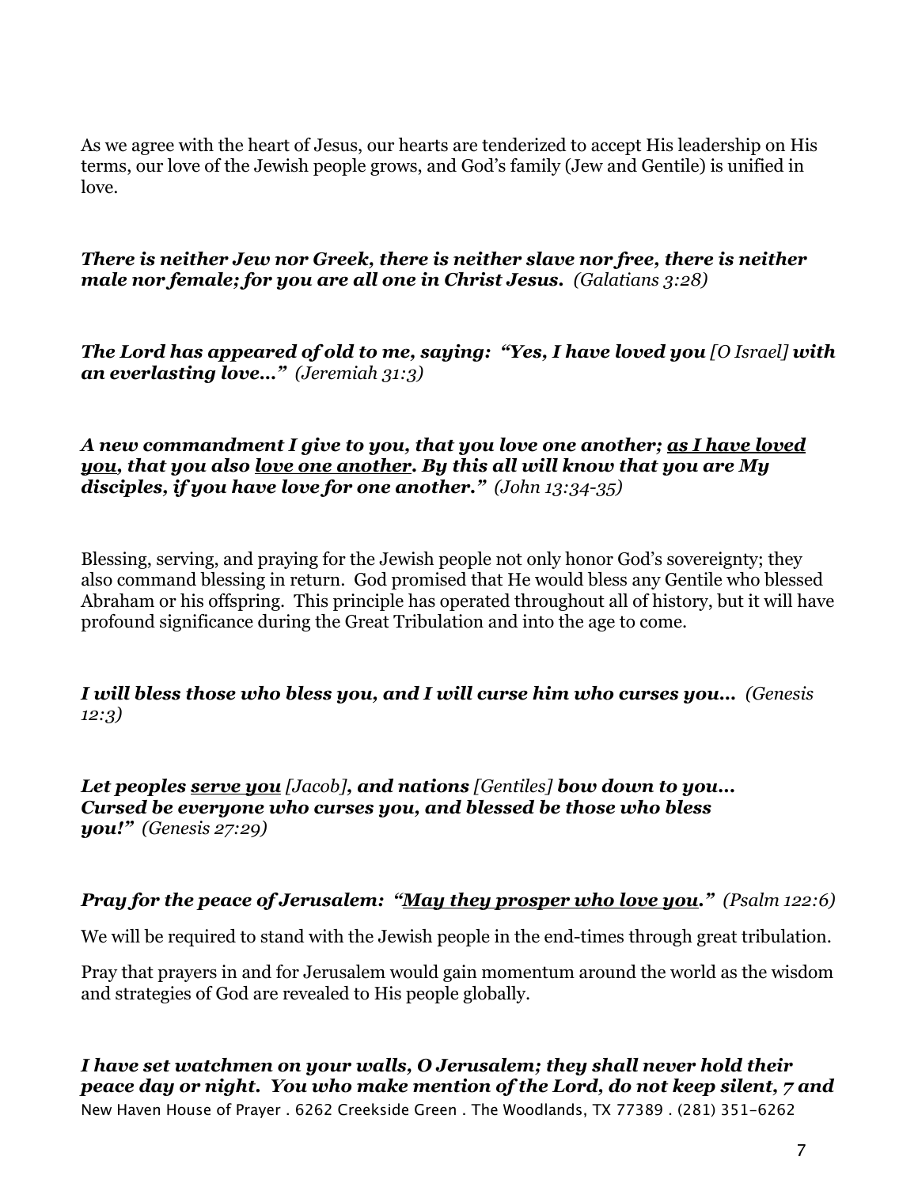As we agree with the heart of Jesus, our hearts are tenderized to accept His leadership on His terms, our love of the Jewish people grows, and God's family (Jew and Gentile) is unified in love.

***There is neither Jew nor Greek, there is neither slave nor free, there is neither male nor female; for you are all one in Christ Jesus.*** *(Galatians 3:28)*

***The Lord has appeared of old to me, saying: "Yes, I have loved you*** *[O Israel]* ***with an everlasting love…"*** *(Jeremiah 31:3)*

***A new commandment I give to you, that you love one another; <u>as I have loved you</u>, that you also <u>love one another</u>. By this all will know that you are My disciples, if you have love for one another."*** *(John 13:34-35)*

Blessing, serving, and praying for the Jewish people not only honor God's sovereignty; they also command blessing in return. God promised that He would bless any Gentile who blessed Abraham or his offspring. This principle has operated throughout all of history, but it will have profound significance during the Great Tribulation and into the age to come.

***I will bless those who bless you, and I will curse him who curses you…*** *(Genesis 12:3)*

***Let peoples <u>serve you</u>*** *[Jacob]****, and nations*** *[Gentiles]* ***bow down to you… Cursed be everyone who curses you, and blessed be those who bless you!"*** *(Genesis 27:29)*

***Pray for the peace of Jerusalem: "<u>May they prosper who love you</u>."*** *(Psalm 122:6)*

We will be required to stand with the Jewish people in the end-times through great tribulation.

Pray that prayers in and for Jerusalem would gain momentum around the world as the wisdom and strategies of God are revealed to His people globally.

***I have set watchmen on your walls, O Jerusalem; they shall never hold their peace day or night. You who make mention of the Lord, do not keep silent, 7 and***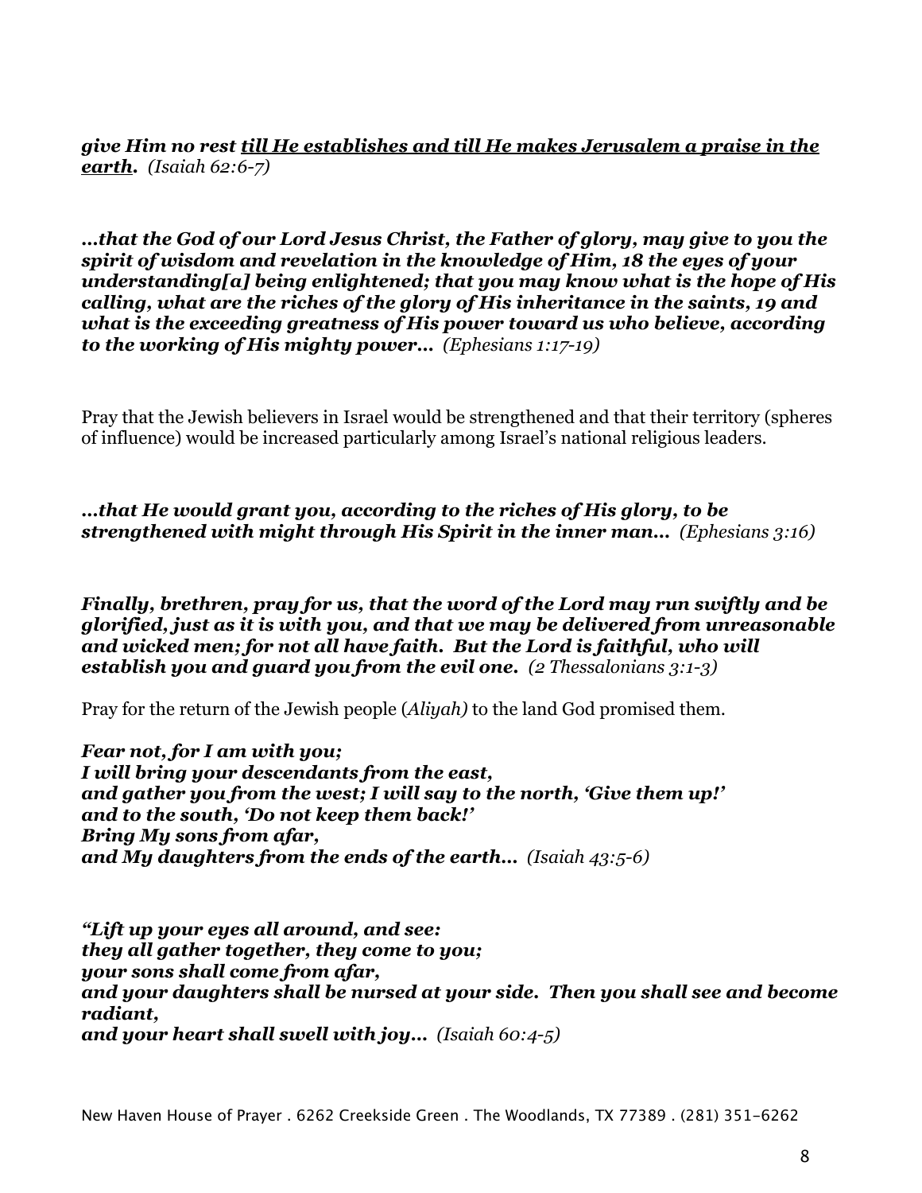***give Him no rest <u>till He establishes and till He makes Jerusalem a praise in the earth</u>.*** *(Isaiah 62:6-7)*

***…that the God of our Lord Jesus Christ, the Father of glory, may give to you the spirit of wisdom and revelation in the knowledge of Him, 18 the eyes of your understanding[a] being enlightened; that you may know what is the hope of His calling, what are the riches of the glory of His inheritance in the saints, 19 and what is the exceeding greatness of His power toward us who believe, according to the working of His mighty power…*** *(Ephesians 1:17-19)*

Pray that the Jewish believers in Israel would be strengthened and that their territory (spheres of influence) would be increased particularly among Israel's national religious leaders.

***…that He would grant you, according to the riches of His glory, to be strengthened with might through His Spirit in the inner man…*** *(Ephesians 3:16)*

***Finally, brethren, pray for us, that the word of the Lord may run swiftly and be glorified, just as it is with you, and that we may be delivered from unreasonable and wicked men; for not all have faith. But the Lord is faithful, who will establish you and guard you from the evil one.*** *(2 Thessalonians 3:1-3)*

Pray for the return of the Jewish people (*Aliyah)* to the land God promised them.

***Fear not, for I am with you;***
***I will bring your descendants from the east,***
***and gather you from the west; I will say to the north, 'Give them up!'***
***and to the south, 'Do not keep them back!'***
***Bring My sons from afar,***
***and My daughters from the ends of the earth…*** *(Isaiah 43:5-6)*

***"Lift up your eyes all around, and see:***
***they all gather together, they come to you;***
***your sons shall come from afar,***
***and your daughters shall be nursed at your side. Then you shall see and become radiant,***
***and your heart shall swell with joy…*** *(Isaiah 60:4-5)*

New Haven House of Prayer . 6262 Creekside Green . The Woodlands, TX 77389 . (281) 351-6262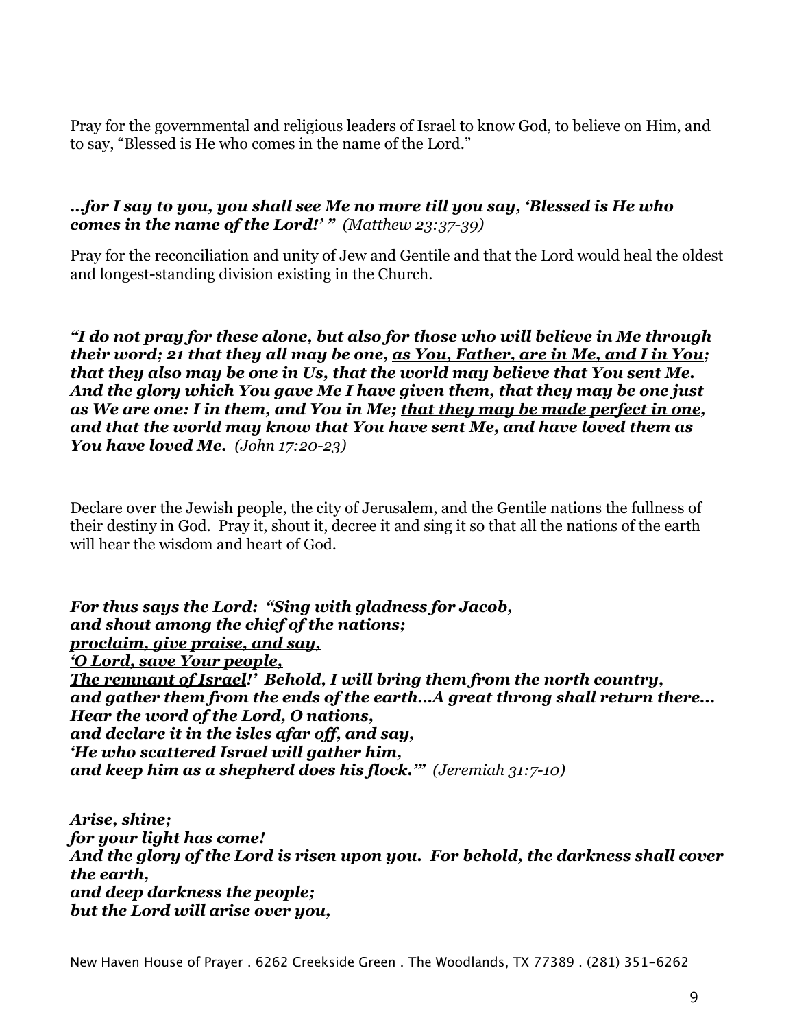Pray for the governmental and religious leaders of Israel to know God, to believe on Him, and to say, "Blessed is He who comes in the name of the Lord."

***...for I say to you, you shall see Me no more till you say, 'Blessed is He who comes in the name of the Lord!' "*** *(Matthew 23:37-39)*

Pray for the reconciliation and unity of Jew and Gentile and that the Lord would heal the oldest and longest-standing division existing in the Church.

***"I do not pray for these alone, but also for those who will believe in Me through their word; 21 that they all may be one, <u>as You, Father, are in Me, and I in You</u>; that they also may be one in Us, that the world may believe that You sent Me. And the glory which You gave Me I have given them, that they may be one just as We are one: I in them, and You in Me; <u>that they may be made perfect in one, and that the world may know that You have sent Me</u>, and have loved them as You have loved Me.*** *(John 17:20-23)*

Declare over the Jewish people, the city of Jerusalem, and the Gentile nations the fullness of their destiny in God. Pray it, shout it, decree it and sing it so that all the nations of the earth will hear the wisdom and heart of God.

***For thus says the Lord: "Sing with gladness for Jacob,***
***and shout among the chief of the nations;***
***<u>proclaim, give praise, and say,</u>***
***<u>'O Lord, save Your people,</u>***
***<u>The remnant of Israel</u>!' Behold, I will bring them from the north country,***
***and gather them from the ends of the earth...A great throng shall return there...***
***Hear the word of the Lord, O nations,***
***and declare it in the isles afar off, and say,***
***'He who scattered Israel will gather him,***
***and keep him as a shepherd does his flock.'"*** *(Jeremiah 31:7-10)*

***Arise, shine;***
***for your light has come!***
***And the glory of the Lord is risen upon you. For behold, the darkness shall cover the earth,***
***and deep darkness the people;***
***but the Lord will arise over you,***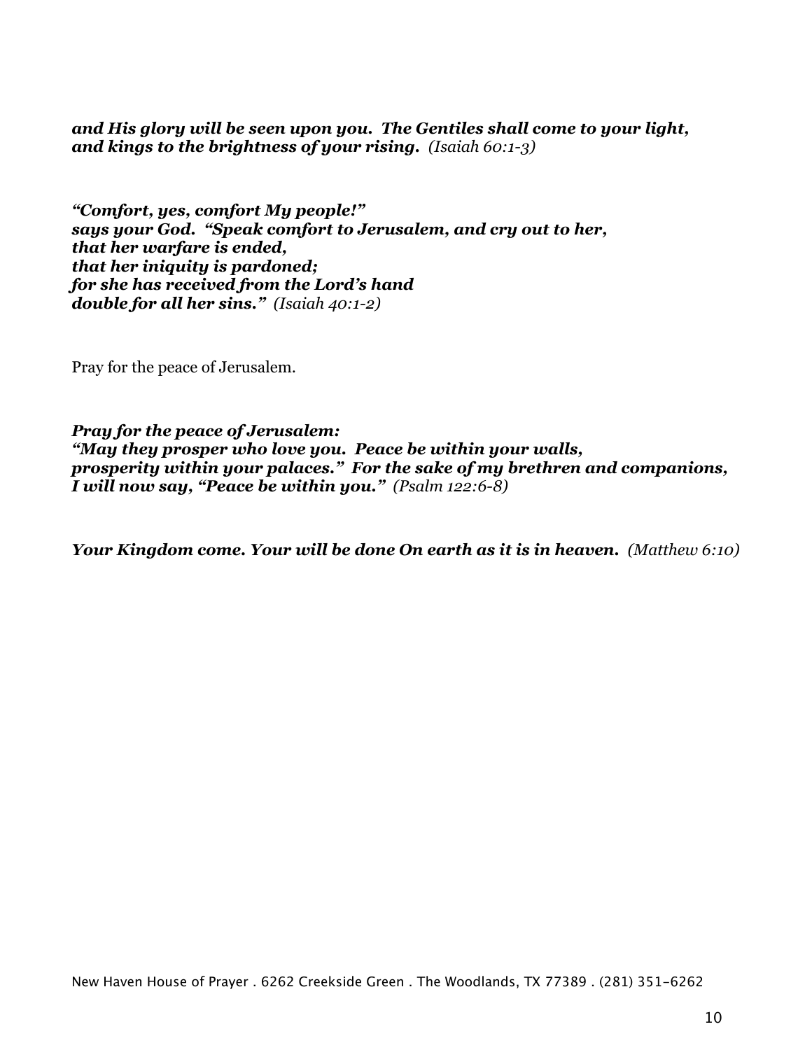***and His glory will be seen upon you. The Gentiles shall come to your light, and kings to the brightness of your rising.*** *(Isaiah 60:1-3)*

***"Comfort, yes, comfort My people!"***
***says your God. "Speak comfort to Jerusalem, and cry out to her,***
***that her warfare is ended,***
***that her iniquity is pardoned;***
***for she has received from the Lord's hand***
***double for all her sins."*** *(Isaiah 40:1-2)*

Pray for the peace of Jerusalem.

***Pray for the peace of Jerusalem:***
***"May they prosper who love you. Peace be within your walls,***
***prosperity within your palaces." For the sake of my brethren and companions,***
***I will now say, "Peace be within you."*** *(Psalm 122:6-8)*

***Your Kingdom come. Your will be done On earth as it is in heaven.*** *(Matthew 6:10)*

New Haven House of Prayer . 6262 Creekside Green . The Woodlands, TX 77389 . (281) 351-6262